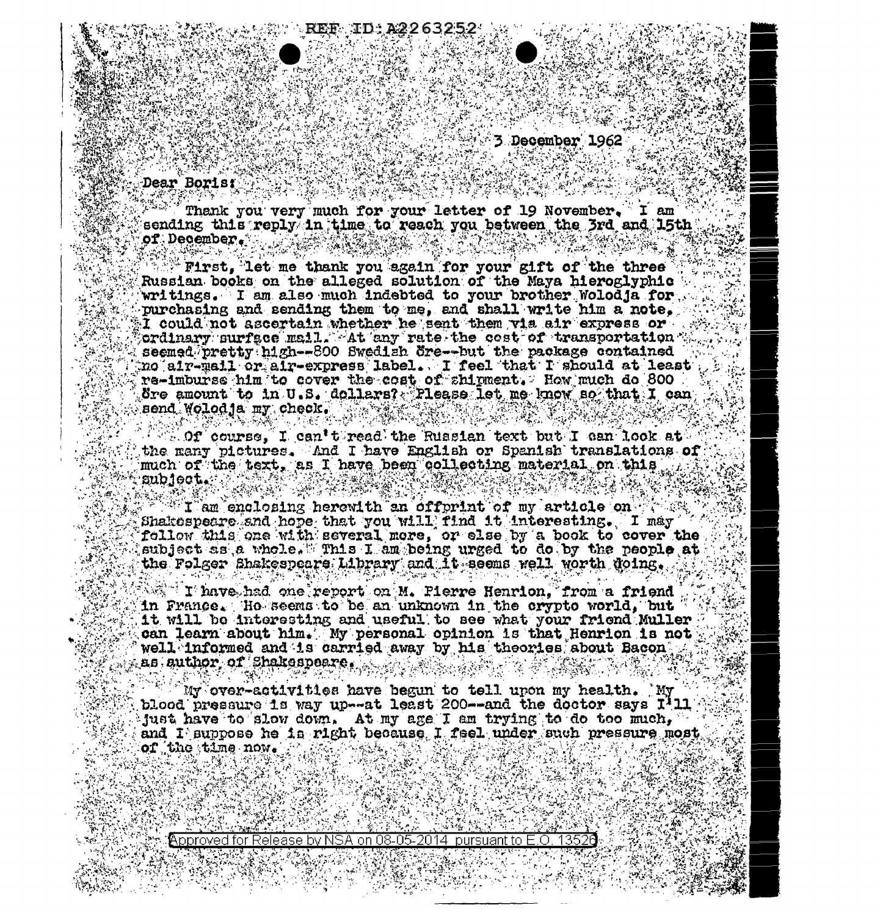REF ID:A2263252

3 December 1962

Dear Boris:

Thank you very much for your letter of 19 November. I am sending this reply in time to reach you between the 3rd and 15th of December.

First, let me thank you again for your gift of the three Russian books on the alleged solution of the Maya hieroglyphic writings. I am also much indebted to your brother Wolodja for purchasing and sending them to me, and shall write him a note. I could not ascertain whether he sent them via air express or ordinary surface mail. At any rate the cost of transportation seemed pretty high--800 Swedish öre--but the package contained no air-mail or air-express label. I feel that I should at least re-imburse him to cover the cost of shipment. How much do 800 öre amount to in U.S. dollars? Please let me know so that I can send Wolodja my check.

Of course, I can't read the Russian text but I can look at the many pictures. And I have English or Spanish translations of much of the text, as I have been collecting material on this subject.

I am enclosing herewith an offprint of my article on Shakespeare and hope that you will find it interesting. I may follow this one with several more, or else by a book to cover the subject as a whole. This I am being urged to do by the people at the Folger Shakespeare Library and it seems well worth doing.

I have had one report on M. Pierre Henrion, from a friend in France. He seems to be an unknown in the crypto world, but it will be interesting and useful to see what your friend Muller can learn about him. My personal opinion is that Henrion is not well informed and is carried away by his theories about Bacon as author of Shakespeare.

My over-activities have begun to tell upon my health. My blood pressure is way up--at least 200--and the doctor says I'll just have to slow down. At my age I am trying to do too much, and I suppose he is right because I feel under such pressure most of the time now.

Approved for Release by NSA on 08-05-2014 pursuant to E.O. 13526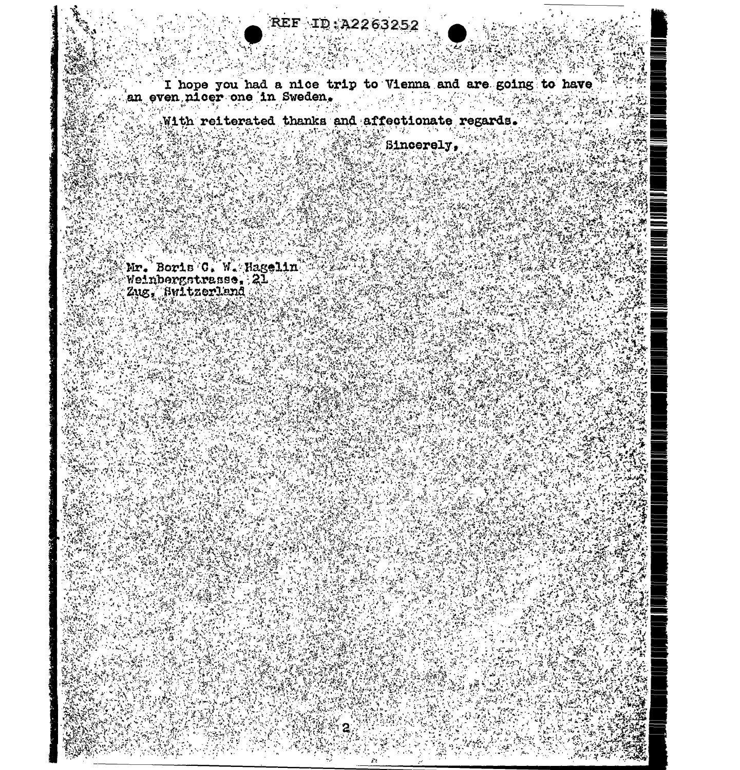I hope you had a nice trip to Vienna and are going to have an even nicer one in Sweden.

With reiterated thanks and affectionate regards.

Sincerely,

Mr. Boris C. W. Hagelin
Weinbergstrasse, 21
Zug, Switzerland